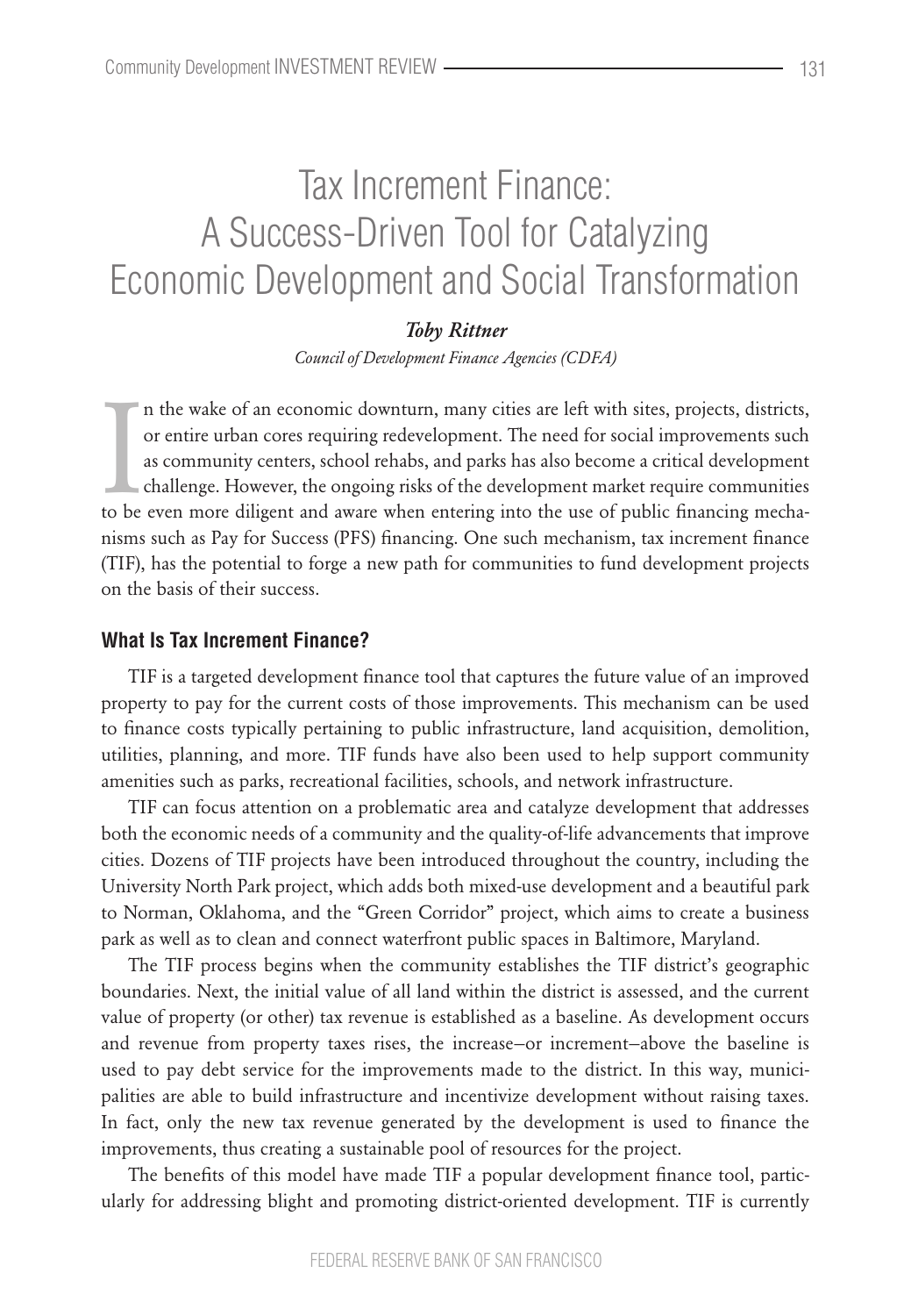# Tax Increment Finance: A Success-Driven Tool for Catalyzing Economic Development and Social Transformation

***Toby Rittner***

*Council of Development Finance Agencies (CDFA)*

In the wake of an economic downturn, many cities are left with sites, projects, districts, or entire urban cores requiring redevelopment. The need for social improvements such as community centers, school rehabs, and parks has also become a critical development challenge. However, the ongoing risks of the development market require communities to be even more diligent and aware when entering into the use of public financing mechanisms such as Pay for Success (PFS) financing. One such mechanism, tax increment finance (TIF), has the potential to forge a new path for communities to fund development projects on the basis of their success.

## What Is Tax Increment Finance?

TIF is a targeted development finance tool that captures the future value of an improved property to pay for the current costs of those improvements. This mechanism can be used to finance costs typically pertaining to public infrastructure, land acquisition, demolition, utilities, planning, and more. TIF funds have also been used to help support community amenities such as parks, recreational facilities, schools, and network infrastructure.

TIF can focus attention on a problematic area and catalyze development that addresses both the economic needs of a community and the quality-of-life advancements that improve cities. Dozens of TIF projects have been introduced throughout the country, including the University North Park project, which adds both mixed-use development and a beautiful park to Norman, Oklahoma, and the "Green Corridor" project, which aims to create a business park as well as to clean and connect waterfront public spaces in Baltimore, Maryland.

The TIF process begins when the community establishes the TIF district's geographic boundaries. Next, the initial value of all land within the district is assessed, and the current value of property (or other) tax revenue is established as a baseline. As development occurs and revenue from property taxes rises, the increase–or increment–above the baseline is used to pay debt service for the improvements made to the district. In this way, municipalities are able to build infrastructure and incentivize development without raising taxes. In fact, only the new tax revenue generated by the development is used to finance the improvements, thus creating a sustainable pool of resources for the project.

The benefits of this model have made TIF a popular development finance tool, particularly for addressing blight and promoting district-oriented development. TIF is currently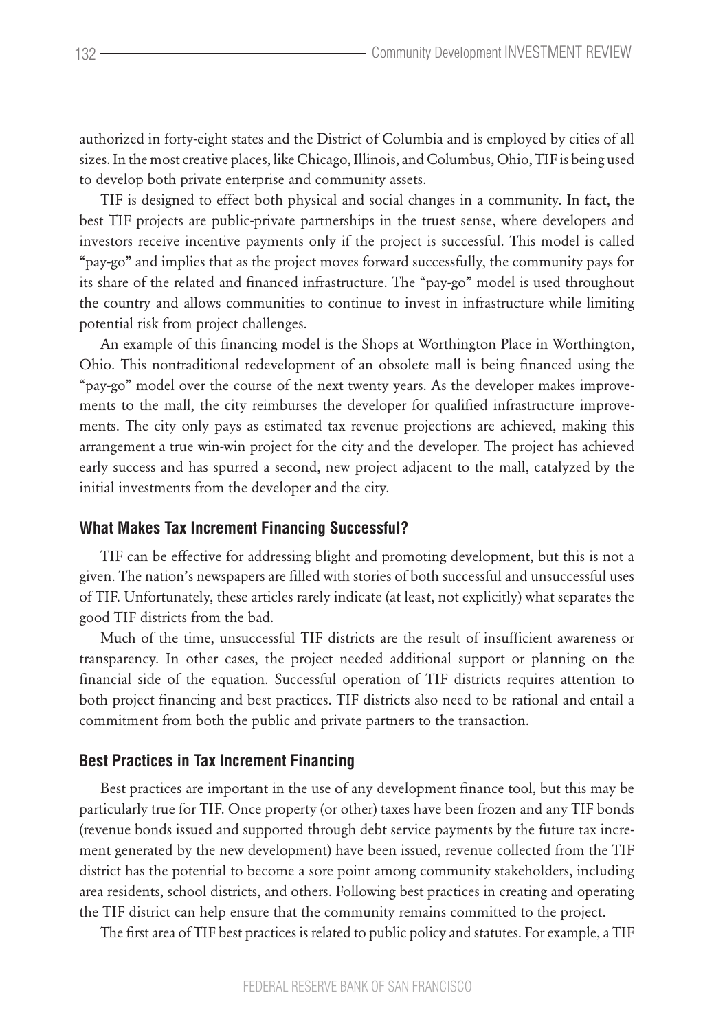authorized in forty-eight states and the District of Columbia and is employed by cities of all sizes. In the most creative places, like Chicago, Illinois, and Columbus, Ohio, TIF is being used to develop both private enterprise and community assets.

TIF is designed to effect both physical and social changes in a community. In fact, the best TIF projects are public-private partnerships in the truest sense, where developers and investors receive incentive payments only if the project is successful. This model is called "pay-go" and implies that as the project moves forward successfully, the community pays for its share of the related and financed infrastructure. The "pay-go" model is used throughout the country and allows communities to continue to invest in infrastructure while limiting potential risk from project challenges.

An example of this financing model is the Shops at Worthington Place in Worthington, Ohio. This nontraditional redevelopment of an obsolete mall is being financed using the "pay-go" model over the course of the next twenty years. As the developer makes improvements to the mall, the city reimburses the developer for qualified infrastructure improvements. The city only pays as estimated tax revenue projections are achieved, making this arrangement a true win-win project for the city and the developer. The project has achieved early success and has spurred a second, new project adjacent to the mall, catalyzed by the initial investments from the developer and the city.

## What Makes Tax Increment Financing Successful?

TIF can be effective for addressing blight and promoting development, but this is not a given. The nation's newspapers are filled with stories of both successful and unsuccessful uses of TIF. Unfortunately, these articles rarely indicate (at least, not explicitly) what separates the good TIF districts from the bad.

Much of the time, unsuccessful TIF districts are the result of insufficient awareness or transparency. In other cases, the project needed additional support or planning on the financial side of the equation. Successful operation of TIF districts requires attention to both project financing and best practices. TIF districts also need to be rational and entail a commitment from both the public and private partners to the transaction.

## Best Practices in Tax Increment Financing

Best practices are important in the use of any development finance tool, but this may be particularly true for TIF. Once property (or other) taxes have been frozen and any TIF bonds (revenue bonds issued and supported through debt service payments by the future tax increment generated by the new development) have been issued, revenue collected from the TIF district has the potential to become a sore point among community stakeholders, including area residents, school districts, and others. Following best practices in creating and operating the TIF district can help ensure that the community remains committed to the project.

The first area of TIF best practices is related to public policy and statutes. For example, a TIF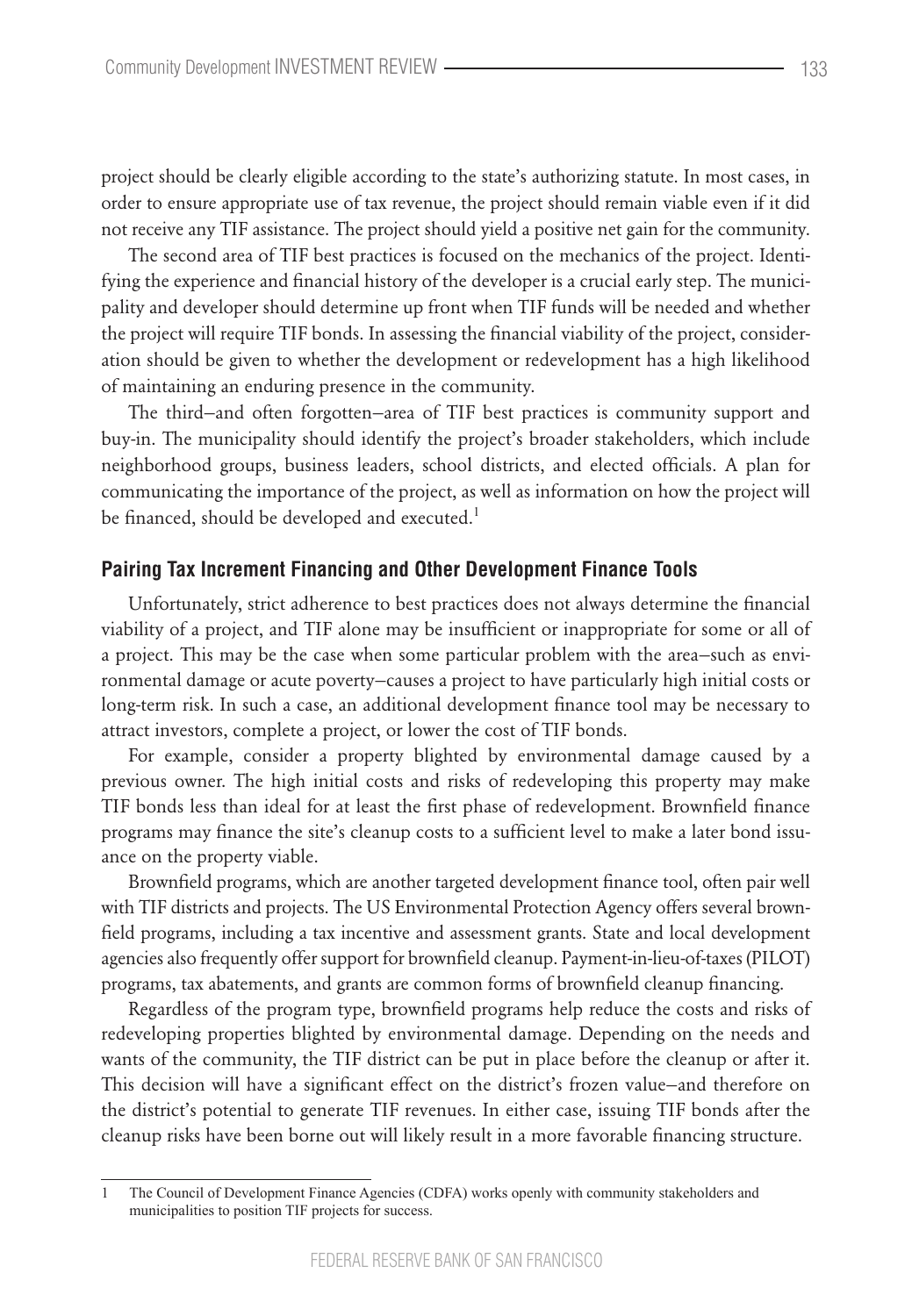project should be clearly eligible according to the state's authorizing statute. In most cases, in order to ensure appropriate use of tax revenue, the project should remain viable even if it did not receive any TIF assistance. The project should yield a positive net gain for the community.

The second area of TIF best practices is focused on the mechanics of the project. Identifying the experience and financial history of the developer is a crucial early step. The municipality and developer should determine up front when TIF funds will be needed and whether the project will require TIF bonds. In assessing the financial viability of the project, consideration should be given to whether the development or redevelopment has a high likelihood of maintaining an enduring presence in the community.

The third—and often forgotten—area of TIF best practices is community support and buy-in. The municipality should identify the project's broader stakeholders, which include neighborhood groups, business leaders, school districts, and elected officials. A plan for communicating the importance of the project, as well as information on how the project will be financed, should be developed and executed.[1]

## Pairing Tax Increment Financing and Other Development Finance Tools

Unfortunately, strict adherence to best practices does not always determine the financial viability of a project, and TIF alone may be insufficient or inappropriate for some or all of a project. This may be the case when some particular problem with the area—such as environmental damage or acute poverty—causes a project to have particularly high initial costs or long-term risk. In such a case, an additional development finance tool may be necessary to attract investors, complete a project, or lower the cost of TIF bonds.

For example, consider a property blighted by environmental damage caused by a previous owner. The high initial costs and risks of redeveloping this property may make TIF bonds less than ideal for at least the first phase of redevelopment. Brownfield finance programs may finance the site's cleanup costs to a sufficient level to make a later bond issuance on the property viable.

Brownfield programs, which are another targeted development finance tool, often pair well with TIF districts and projects. The US Environmental Protection Agency offers several brownfield programs, including a tax incentive and assessment grants. State and local development agencies also frequently offer support for brownfield cleanup. Payment-in-lieu-of-taxes (PILOT) programs, tax abatements, and grants are common forms of brownfield cleanup financing.

Regardless of the program type, brownfield programs help reduce the costs and risks of redeveloping properties blighted by environmental damage. Depending on the needs and wants of the community, the TIF district can be put in place before the cleanup or after it. This decision will have a significant effect on the district's frozen value—and therefore on the district's potential to generate TIF revenues. In either case, issuing TIF bonds after the cleanup risks have been borne out will likely result in a more favorable financing structure.

1 The Council of Development Finance Agencies (CDFA) works openly with community stakeholders and municipalities to position TIF projects for success.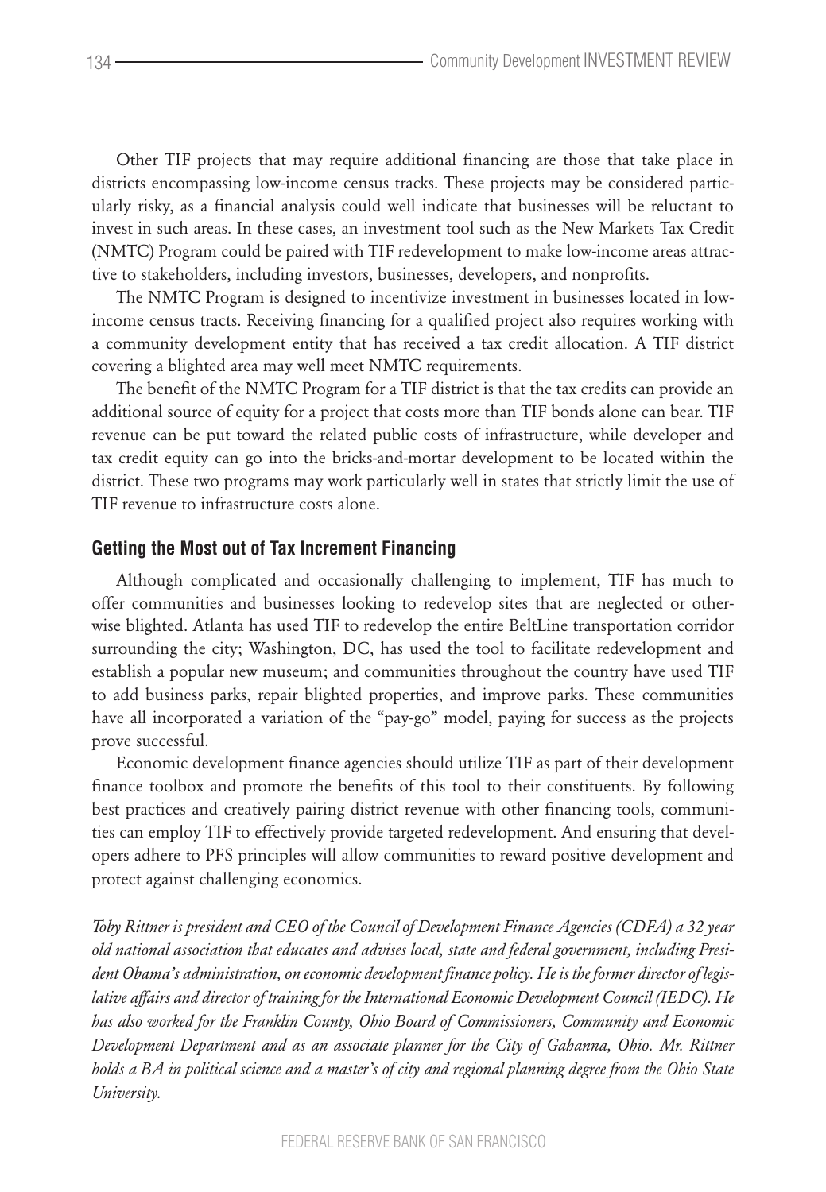Other TIF projects that may require additional financing are those that take place in districts encompassing low-income census tracks. These projects may be considered particularly risky, as a financial analysis could well indicate that businesses will be reluctant to invest in such areas. In these cases, an investment tool such as the New Markets Tax Credit (NMTC) Program could be paired with TIF redevelopment to make low-income areas attractive to stakeholders, including investors, businesses, developers, and nonprofits.

The NMTC Program is designed to incentivize investment in businesses located in low-income census tracts. Receiving financing for a qualified project also requires working with a community development entity that has received a tax credit allocation. A TIF district covering a blighted area may well meet NMTC requirements.

The benefit of the NMTC Program for a TIF district is that the tax credits can provide an additional source of equity for a project that costs more than TIF bonds alone can bear. TIF revenue can be put toward the related public costs of infrastructure, while developer and tax credit equity can go into the bricks-and-mortar development to be located within the district. These two programs may work particularly well in states that strictly limit the use of TIF revenue to infrastructure costs alone.

### Getting the Most out of Tax Increment Financing

Although complicated and occasionally challenging to implement, TIF has much to offer communities and businesses looking to redevelop sites that are neglected or otherwise blighted. Atlanta has used TIF to redevelop the entire BeltLine transportation corridor surrounding the city; Washington, DC, has used the tool to facilitate redevelopment and establish a popular new museum; and communities throughout the country have used TIF to add business parks, repair blighted properties, and improve parks. These communities have all incorporated a variation of the "pay-go" model, paying for success as the projects prove successful.

Economic development finance agencies should utilize TIF as part of their development finance toolbox and promote the benefits of this tool to their constituents. By following best practices and creatively pairing district revenue with other financing tools, communities can employ TIF to effectively provide targeted redevelopment. And ensuring that developers adhere to PFS principles will allow communities to reward positive development and protect against challenging economics.

*Toby Rittner is president and CEO of the Council of Development Finance Agencies (CDFA) a 32 year old national association that educates and advises local, state and federal government, including President Obama's administration, on economic development finance policy. He is the former director of legislative affairs and director of training for the International Economic Development Council (IEDC). He has also worked for the Franklin County, Ohio Board of Commissioners, Community and Economic Development Department and as an associate planner for the City of Gahanna, Ohio. Mr. Rittner holds a BA in political science and a master's of city and regional planning degree from the Ohio State University.*